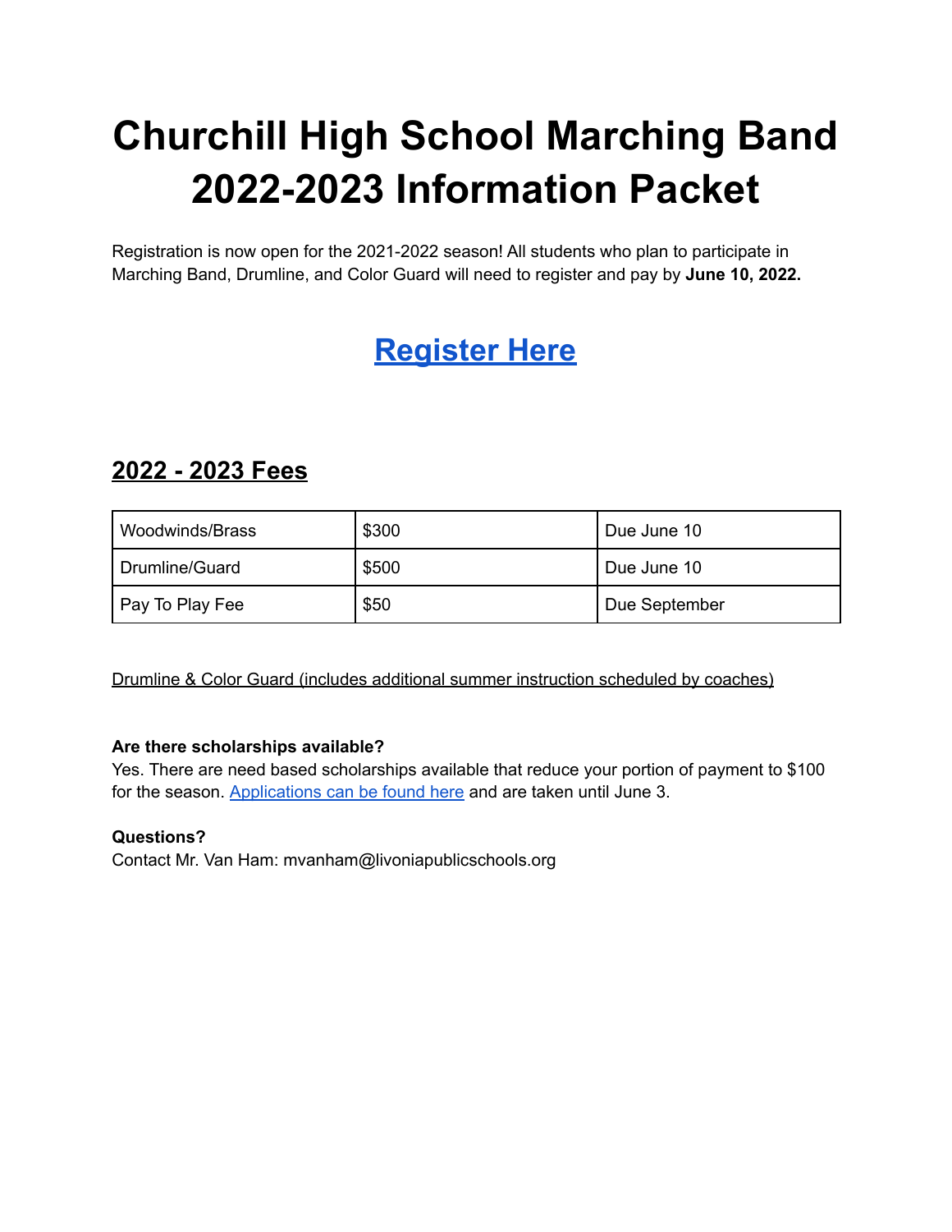# Churchill High School Marching Band 2022-2023 Information Packet

Registration is now open for the 2021-2022 season! All students who plan to participate in Marching Band, Drumline, and Color Guard will need to register and pay by **June 10, 2022.**

## [Register Here]

## 2022 - 2023 Fees

| | | |
|---|---|---|
| Woodwinds/Brass | $300 | Due June 10 |
| Drumline/Guard | $500 | Due June 10 |
| Pay To Play Fee | $50 | Due September |

Drumline & Color Guard (includes additional summer instruction scheduled by coaches)

**Are there scholarships available?**
Yes. There are need based scholarships available that reduce your portion of payment to $100 for the season. Applications can be found here and are taken until June 3.

**Questions?**
Contact Mr. Van Ham: mvanham@livoniapublicschools.org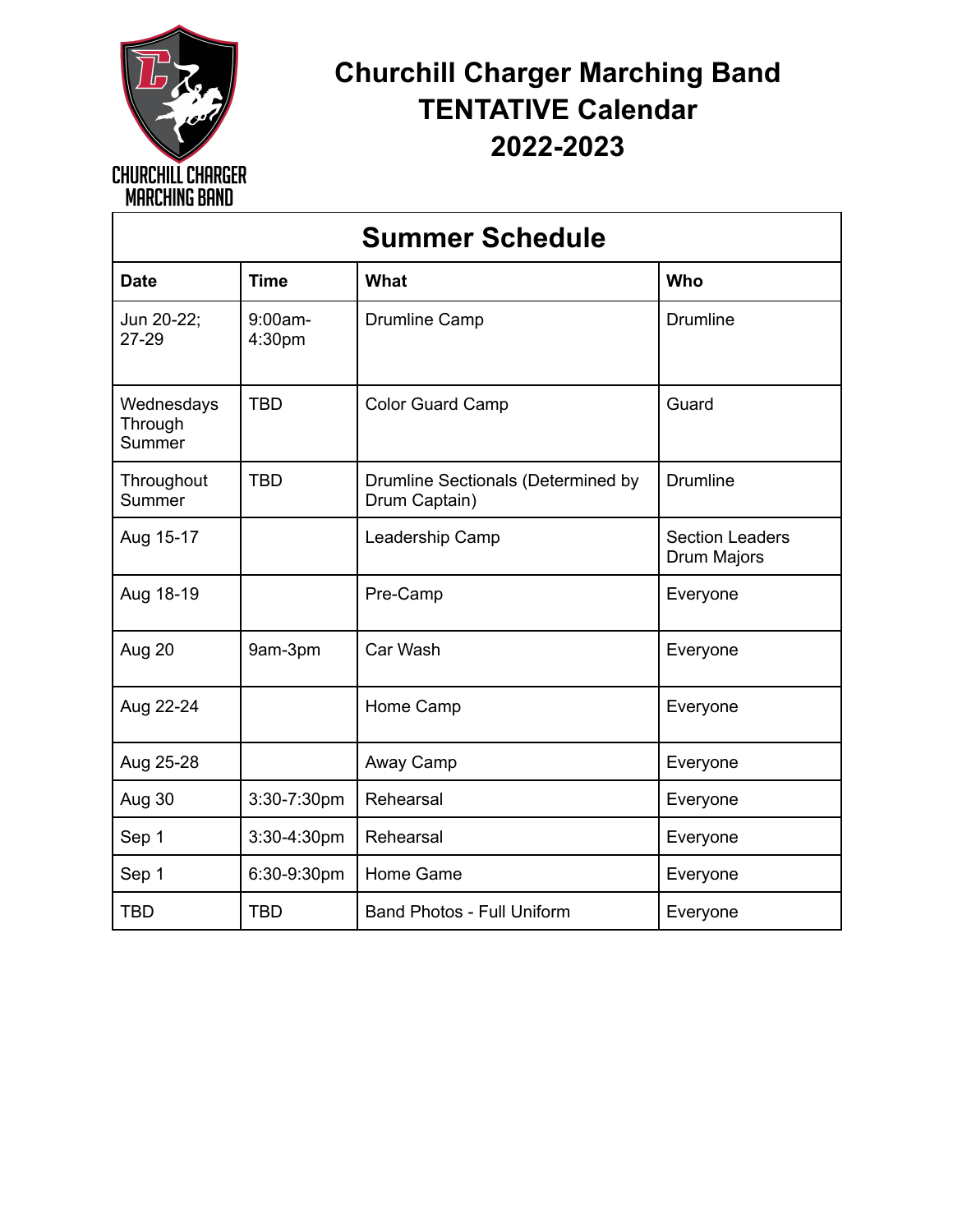CHURCHILL CHARGER MARCHING BAND

# Churchill Charger Marching Band
# TENTATIVE Calendar
# 2022-2023

| Summer Schedule | | | |
|---|---|---|---|
| **Date** | **Time** | **What** | **Who** |
| Jun 20-22; 27-29 | 9:00am-4:30pm | Drumline Camp | Drumline |
| Wednesdays Through Summer | TBD | Color Guard Camp | Guard |
| Throughout Summer | TBD | Drumline Sectionals (Determined by Drum Captain) | Drumline |
| Aug 15-17 | | Leadership Camp | Section Leaders Drum Majors |
| Aug 18-19 | | Pre-Camp | Everyone |
| Aug 20 | 9am-3pm | Car Wash | Everyone |
| Aug 22-24 | | Home Camp | Everyone |
| Aug 25-28 | | Away Camp | Everyone |
| Aug 30 | 3:30-7:30pm | Rehearsal | Everyone |
| Sep 1 | 3:30-4:30pm | Rehearsal | Everyone |
| Sep 1 | 6:30-9:30pm | Home Game | Everyone |
| TBD | TBD | Band Photos - Full Uniform | Everyone |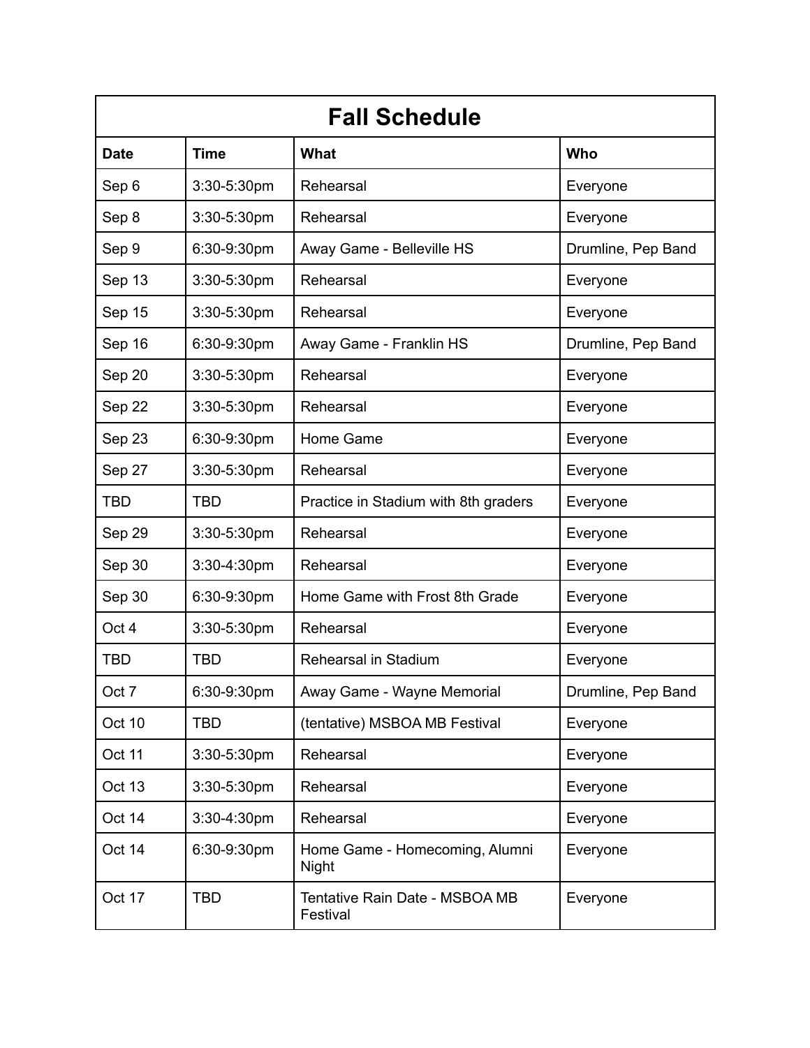| Fall Schedule | | | |
|---|---|---|---|
| **Date** | **Time** | **What** | **Who** |
| Sep 6 | 3:30-5:30pm | Rehearsal | Everyone |
| Sep 8 | 3:30-5:30pm | Rehearsal | Everyone |
| Sep 9 | 6:30-9:30pm | Away Game - Belleville HS | Drumline, Pep Band |
| Sep 13 | 3:30-5:30pm | Rehearsal | Everyone |
| Sep 15 | 3:30-5:30pm | Rehearsal | Everyone |
| Sep 16 | 6:30-9:30pm | Away Game - Franklin HS | Drumline, Pep Band |
| Sep 20 | 3:30-5:30pm | Rehearsal | Everyone |
| Sep 22 | 3:30-5:30pm | Rehearsal | Everyone |
| Sep 23 | 6:30-9:30pm | Home Game | Everyone |
| Sep 27 | 3:30-5:30pm | Rehearsal | Everyone |
| TBD | TBD | Practice in Stadium with 8th graders | Everyone |
| Sep 29 | 3:30-5:30pm | Rehearsal | Everyone |
| Sep 30 | 3:30-4:30pm | Rehearsal | Everyone |
| Sep 30 | 6:30-9:30pm | Home Game with Frost 8th Grade | Everyone |
| Oct 4 | 3:30-5:30pm | Rehearsal | Everyone |
| TBD | TBD | Rehearsal in Stadium | Everyone |
| Oct 7 | 6:30-9:30pm | Away Game - Wayne Memorial | Drumline, Pep Band |
| Oct 10 | TBD | (tentative) MSBOA MB Festival | Everyone |
| Oct 11 | 3:30-5:30pm | Rehearsal | Everyone |
| Oct 13 | 3:30-5:30pm | Rehearsal | Everyone |
| Oct 14 | 3:30-4:30pm | Rehearsal | Everyone |
| Oct 14 | 6:30-9:30pm | Home Game - Homecoming, Alumni Night | Everyone |
| Oct 17 | TBD | Tentative Rain Date - MSBOA MB Festival | Everyone |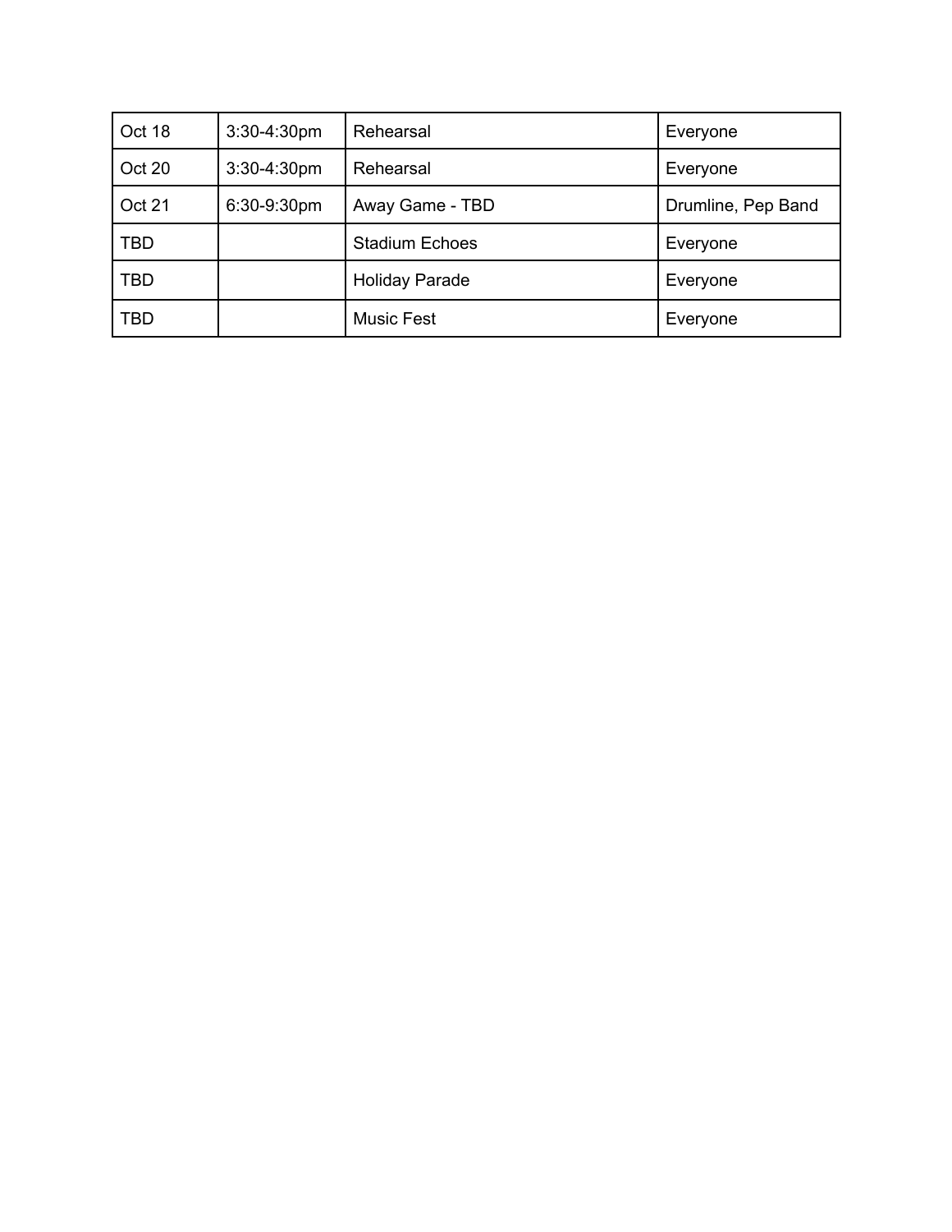| | | | |
|---|---|---|---|
| Oct 18 | 3:30-4:30pm | Rehearsal | Everyone |
| Oct 20 | 3:30-4:30pm | Rehearsal | Everyone |
| Oct 21 | 6:30-9:30pm | Away Game - TBD | Drumline, Pep Band |
| TBD | | Stadium Echoes | Everyone |
| TBD | | Holiday Parade | Everyone |
| TBD | | Music Fest | Everyone |